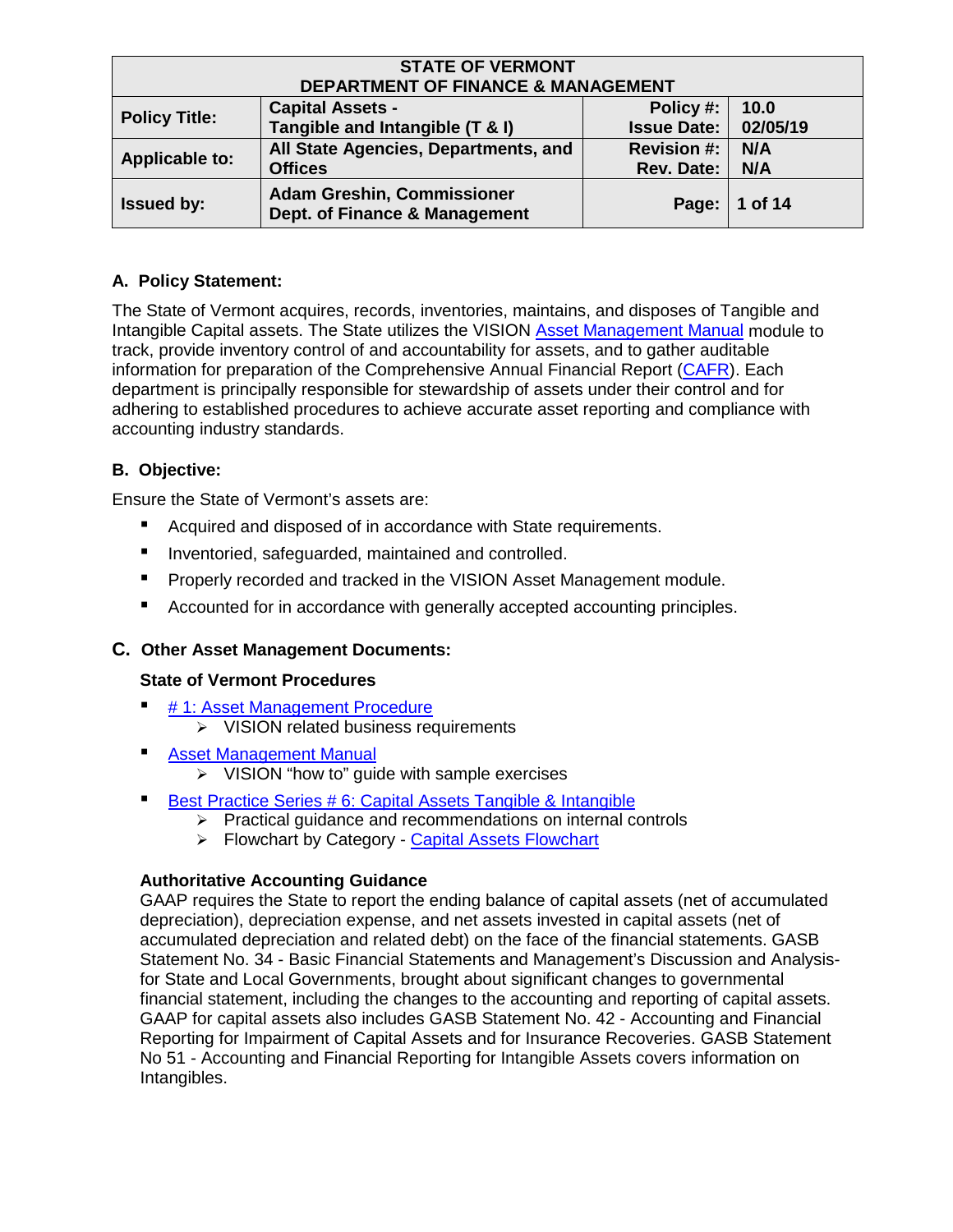| STATE OF VERMONT DEPARTMENT OF FINANCE & MANAGEMENT | | | |
|---|---|---|---|
| **Policy Title:** | **Capital Assets - Tangible and Intangible (T & I)** | **Policy #: Issue Date:** | **10.0 02/05/19** |
| **Applicable to:** | **All State Agencies, Departments, and Offices** | **Revision #: Rev. Date:** | **N/A N/A** |
| **Issued by:** | **Adam Greshin, Commissioner Dept. of Finance & Management** | **Page:** | **1 of 14** |

## A. Policy Statement:

The State of Vermont acquires, records, inventories, maintains, and disposes of Tangible and Intangible Capital assets. The State utilizes the VISION Asset Management Manual module to track, provide inventory control of and accountability for assets, and to gather auditable information for preparation of the Comprehensive Annual Financial Report (CAFR). Each department is principally responsible for stewardship of assets under their control and for adhering to established procedures to achieve accurate asset reporting and compliance with accounting industry standards.

## B. Objective:

Ensure the State of Vermont's assets are:

- Acquired and disposed of in accordance with State requirements.
- Inventoried, safeguarded, maintained and controlled.
- Properly recorded and tracked in the VISION Asset Management module.
- Accounted for in accordance with generally accepted accounting principles.

## C. Other Asset Management Documents:

### State of Vermont Procedures

- # 1: Asset Management Procedure
  - VISION related business requirements
- Asset Management Manual
  - VISION "how to" guide with sample exercises
- Best Practice Series # 6: Capital Assets Tangible & Intangible
  - Practical guidance and recommendations on internal controls
  - Flowchart by Category - Capital Assets Flowchart

### Authoritative Accounting Guidance

GAAP requires the State to report the ending balance of capital assets (net of accumulated depreciation), depreciation expense, and net assets invested in capital assets (net of accumulated depreciation and related debt) on the face of the financial statements. GASB Statement No. 34 - Basic Financial Statements and Management's Discussion and Analysis-for State and Local Governments, brought about significant changes to governmental financial statement, including the changes to the accounting and reporting of capital assets. GAAP for capital assets also includes GASB Statement No. 42 - Accounting and Financial Reporting for Impairment of Capital Assets and for Insurance Recoveries. GASB Statement No 51 - Accounting and Financial Reporting for Intangible Assets covers information on Intangibles.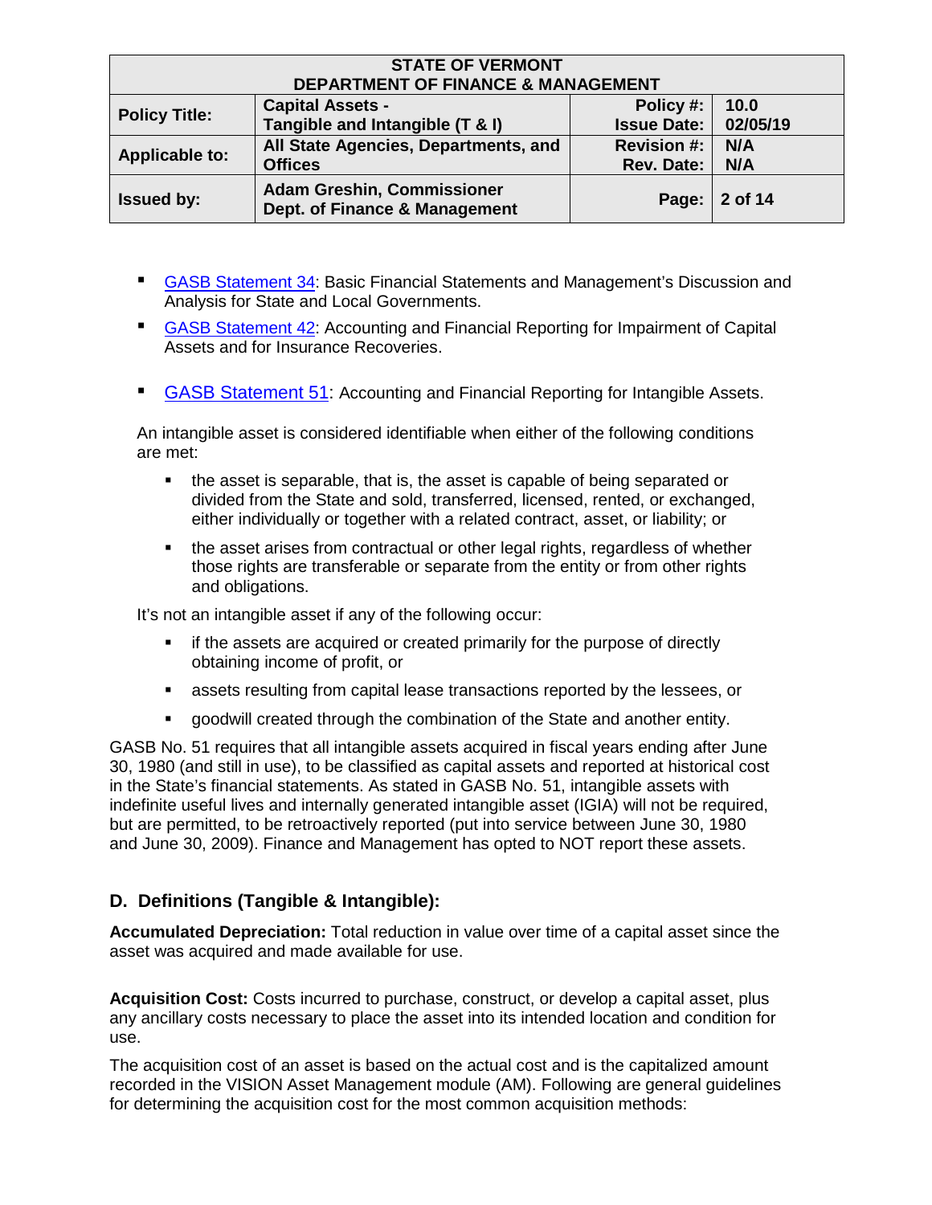- GASB Statement 34: Basic Financial Statements and Management's Discussion and Analysis for State and Local Governments.
- GASB Statement 42: Accounting and Financial Reporting for Impairment of Capital Assets and for Insurance Recoveries.
- GASB Statement 51: Accounting and Financial Reporting for Intangible Assets.

An intangible asset is considered identifiable when either of the following conditions are met:

- the asset is separable, that is, the asset is capable of being separated or divided from the State and sold, transferred, licensed, rented, or exchanged, either individually or together with a related contract, asset, or liability; or
- the asset arises from contractual or other legal rights, regardless of whether those rights are transferable or separate from the entity or from other rights and obligations.

It's not an intangible asset if any of the following occur:

- if the assets are acquired or created primarily for the purpose of directly obtaining income of profit, or
- assets resulting from capital lease transactions reported by the lessees, or
- goodwill created through the combination of the State and another entity.

GASB No. 51 requires that all intangible assets acquired in fiscal years ending after June 30, 1980 (and still in use), to be classified as capital assets and reported at historical cost in the State's financial statements. As stated in GASB No. 51, intangible assets with indefinite useful lives and internally generated intangible asset (IGIA) will not be required, but are permitted, to be retroactively reported (put into service between June 30, 1980 and June 30, 2009). Finance and Management has opted to NOT report these assets.

## D. Definitions (Tangible & Intangible):

**Accumulated Depreciation:** Total reduction in value over time of a capital asset since the asset was acquired and made available for use.

**Acquisition Cost:** Costs incurred to purchase, construct, or develop a capital asset, plus any ancillary costs necessary to place the asset into its intended location and condition for use.

The acquisition cost of an asset is based on the actual cost and is the capitalized amount recorded in the VISION Asset Management module (AM). Following are general guidelines for determining the acquisition cost for the most common acquisition methods: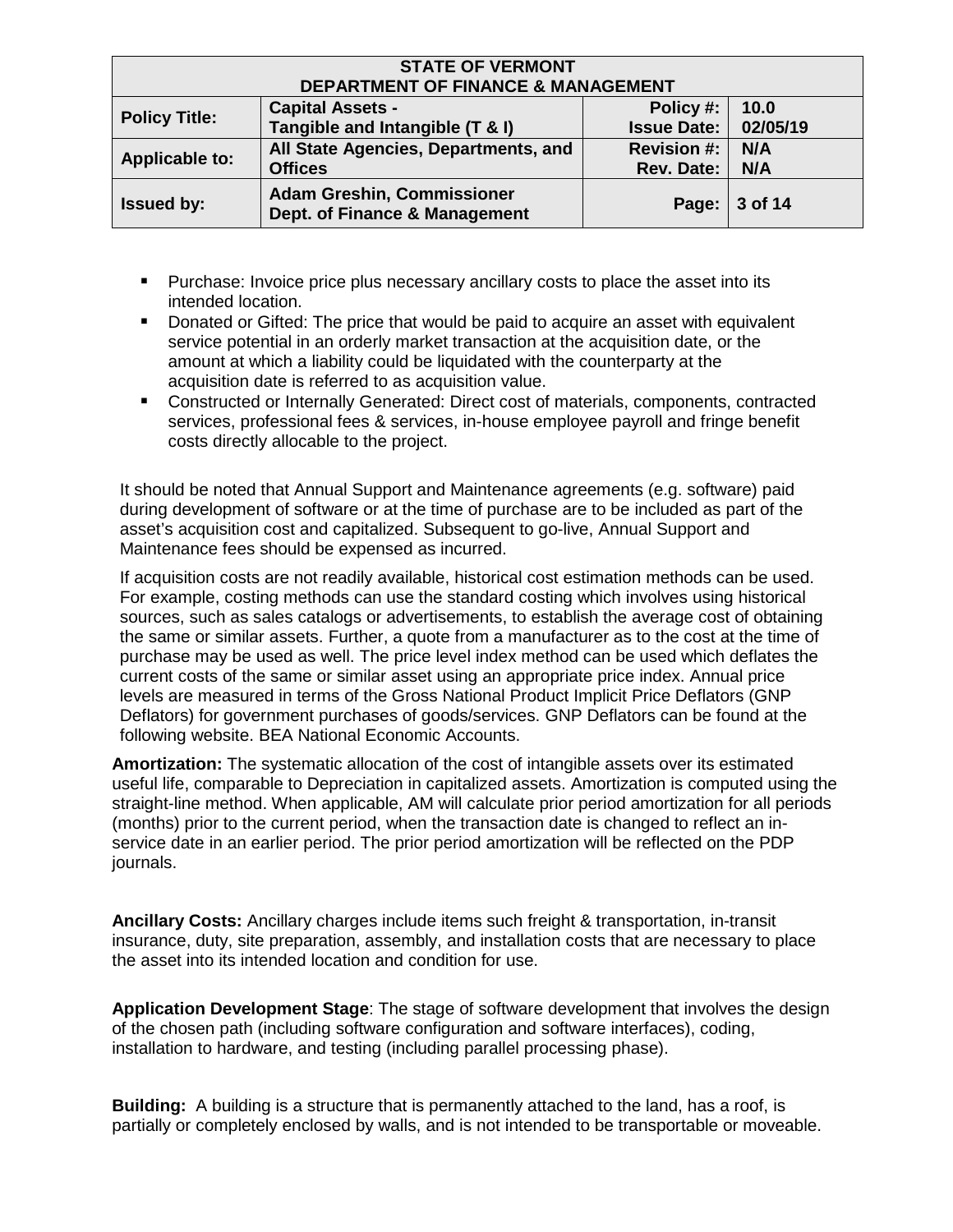- Purchase: Invoice price plus necessary ancillary costs to place the asset into its intended location.
- Donated or Gifted: The price that would be paid to acquire an asset with equivalent service potential in an orderly market transaction at the acquisition date, or the amount at which a liability could be liquidated with the counterparty at the acquisition date is referred to as acquisition value.
- Constructed or Internally Generated: Direct cost of materials, components, contracted services, professional fees & services, in-house employee payroll and fringe benefit costs directly allocable to the project.

It should be noted that Annual Support and Maintenance agreements (e.g. software) paid during development of software or at the time of purchase are to be included as part of the asset's acquisition cost and capitalized. Subsequent to go-live, Annual Support and Maintenance fees should be expensed as incurred.

If acquisition costs are not readily available, historical cost estimation methods can be used. For example, costing methods can use the standard costing which involves using historical sources, such as sales catalogs or advertisements, to establish the average cost of obtaining the same or similar assets. Further, a quote from a manufacturer as to the cost at the time of purchase may be used as well. The price level index method can be used which deflates the current costs of the same or similar asset using an appropriate price index. Annual price levels are measured in terms of the Gross National Product Implicit Price Deflators (GNP Deflators) for government purchases of goods/services. GNP Deflators can be found at the following website. BEA National Economic Accounts.

**Amortization:** The systematic allocation of the cost of intangible assets over its estimated useful life, comparable to Depreciation in capitalized assets. Amortization is computed using the straight-line method. When applicable, AM will calculate prior period amortization for all periods (months) prior to the current period, when the transaction date is changed to reflect an in-service date in an earlier period. The prior period amortization will be reflected on the PDP journals.

**Ancillary Costs:** Ancillary charges include items such freight & transportation, in-transit insurance, duty, site preparation, assembly, and installation costs that are necessary to place the asset into its intended location and condition for use.

**Application Development Stage**: The stage of software development that involves the design of the chosen path (including software configuration and software interfaces), coding, installation to hardware, and testing (including parallel processing phase).

**Building:** A building is a structure that is permanently attached to the land, has a roof, is partially or completely enclosed by walls, and is not intended to be transportable or moveable.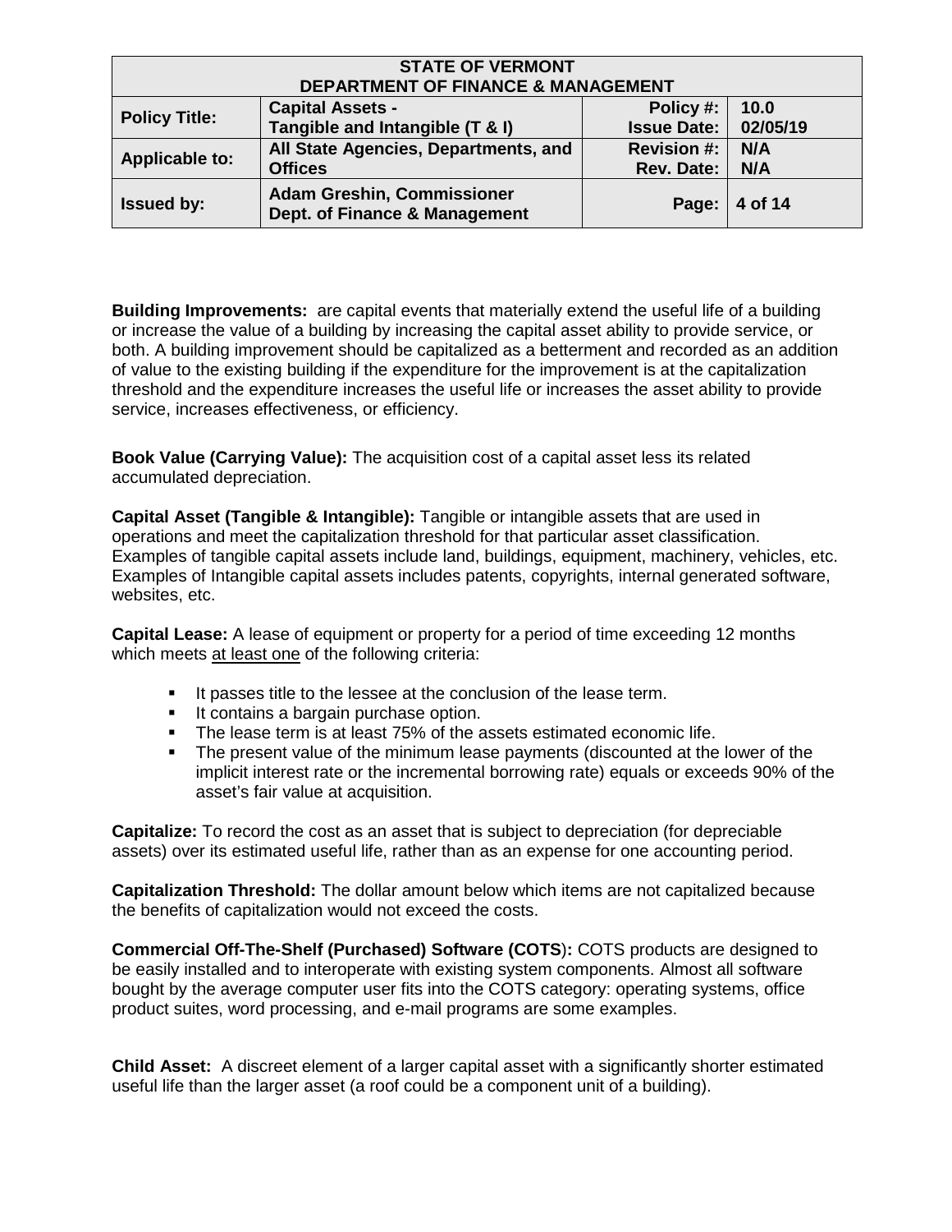**Building Improvements:** are capital events that materially extend the useful life of a building or increase the value of a building by increasing the capital asset ability to provide service, or both. A building improvement should be capitalized as a betterment and recorded as an addition of value to the existing building if the expenditure for the improvement is at the capitalization threshold and the expenditure increases the useful life or increases the asset ability to provide service, increases effectiveness, or efficiency.

**Book Value (Carrying Value):** The acquisition cost of a capital asset less its related accumulated depreciation.

**Capital Asset (Tangible & Intangible):** Tangible or intangible assets that are used in operations and meet the capitalization threshold for that particular asset classification. Examples of tangible capital assets include land, buildings, equipment, machinery, vehicles, etc. Examples of Intangible capital assets includes patents, copyrights, internal generated software, websites, etc.

**Capital Lease:** A lease of equipment or property for a period of time exceeding 12 months which meets <u>at least one</u> of the following criteria:

- It passes title to the lessee at the conclusion of the lease term.
- It contains a bargain purchase option.
- The lease term is at least 75% of the assets estimated economic life.
- The present value of the minimum lease payments (discounted at the lower of the implicit interest rate or the incremental borrowing rate) equals or exceeds 90% of the asset's fair value at acquisition.

**Capitalize:** To record the cost as an asset that is subject to depreciation (for depreciable assets) over its estimated useful life, rather than as an expense for one accounting period.

**Capitalization Threshold:** The dollar amount below which items are not capitalized because the benefits of capitalization would not exceed the costs.

**Commercial Off-The-Shelf (Purchased) Software (COTS):** COTS products are designed to be easily installed and to interoperate with existing system components. Almost all software bought by the average computer user fits into the COTS category: operating systems, office product suites, word processing, and e-mail programs are some examples.

**Child Asset:** A discreet element of a larger capital asset with a significantly shorter estimated useful life than the larger asset (a roof could be a component unit of a building).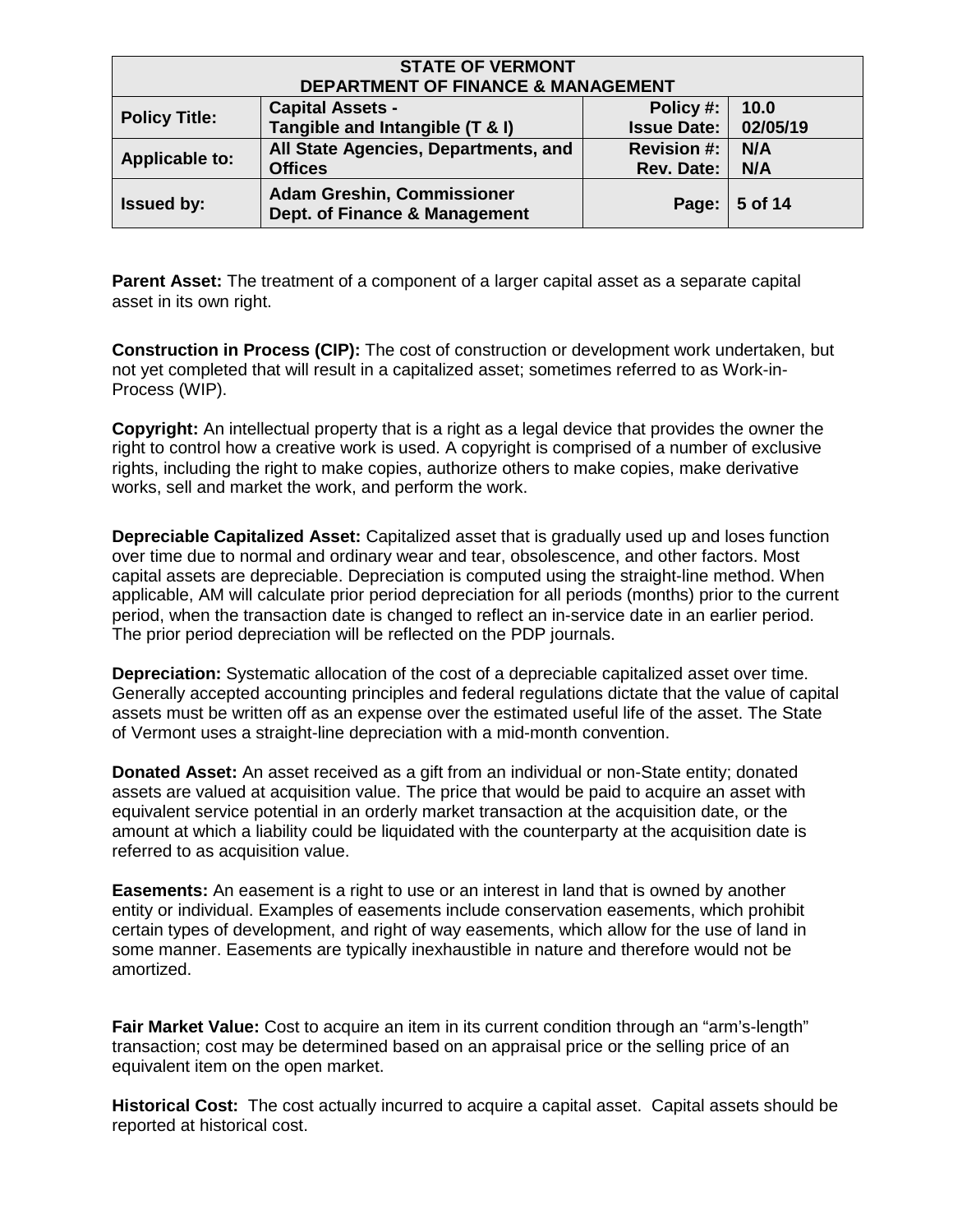**Parent Asset:** The treatment of a component of a larger capital asset as a separate capital asset in its own right.

**Construction in Process (CIP):** The cost of construction or development work undertaken, but not yet completed that will result in a capitalized asset; sometimes referred to as Work-in-Process (WIP).

**Copyright:** An intellectual property that is a right as a legal device that provides the owner the right to control how a creative work is used. A copyright is comprised of a number of exclusive rights, including the right to make copies, authorize others to make copies, make derivative works, sell and market the work, and perform the work.

**Depreciable Capitalized Asset:** Capitalized asset that is gradually used up and loses function over time due to normal and ordinary wear and tear, obsolescence, and other factors. Most capital assets are depreciable. Depreciation is computed using the straight-line method. When applicable, AM will calculate prior period depreciation for all periods (months) prior to the current period, when the transaction date is changed to reflect an in-service date in an earlier period. The prior period depreciation will be reflected on the PDP journals.

**Depreciation:** Systematic allocation of the cost of a depreciable capitalized asset over time. Generally accepted accounting principles and federal regulations dictate that the value of capital assets must be written off as an expense over the estimated useful life of the asset. The State of Vermont uses a straight-line depreciation with a mid-month convention.

**Donated Asset:** An asset received as a gift from an individual or non-State entity; donated assets are valued at acquisition value. The price that would be paid to acquire an asset with equivalent service potential in an orderly market transaction at the acquisition date, or the amount at which a liability could be liquidated with the counterparty at the acquisition date is referred to as acquisition value.

**Easements:** An easement is a right to use or an interest in land that is owned by another entity or individual. Examples of easements include conservation easements, which prohibit certain types of development, and right of way easements, which allow for the use of land in some manner. Easements are typically inexhaustible in nature and therefore would not be amortized.

**Fair Market Value:** Cost to acquire an item in its current condition through an "arm's-length" transaction; cost may be determined based on an appraisal price or the selling price of an equivalent item on the open market.

**Historical Cost:** The cost actually incurred to acquire a capital asset. Capital assets should be reported at historical cost.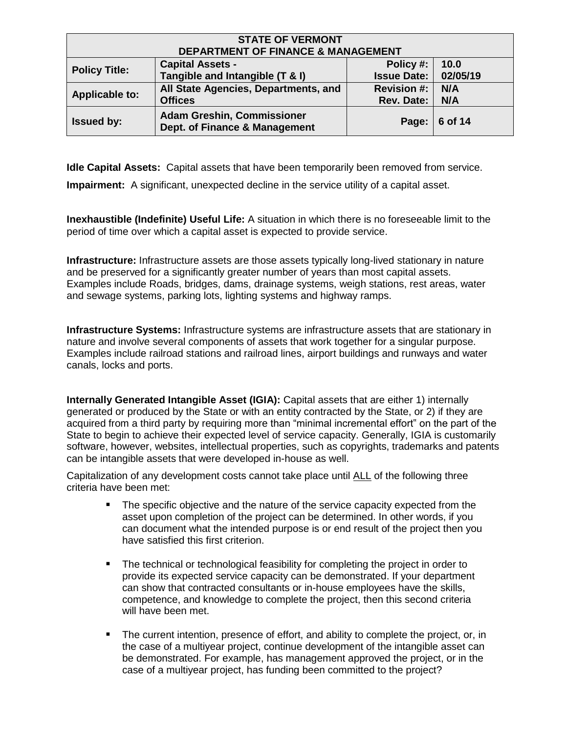**Idle Capital Assets:** Capital assets that have been temporarily been removed from service.

**Impairment:** A significant, unexpected decline in the service utility of a capital asset.

**Inexhaustible (Indefinite) Useful Life:** A situation in which there is no foreseeable limit to the period of time over which a capital asset is expected to provide service.

**Infrastructure:** Infrastructure assets are those assets typically long-lived stationary in nature and be preserved for a significantly greater number of years than most capital assets. Examples include Roads, bridges, dams, drainage systems, weigh stations, rest areas, water and sewage systems, parking lots, lighting systems and highway ramps.

**Infrastructure Systems:** Infrastructure systems are infrastructure assets that are stationary in nature and involve several components of assets that work together for a singular purpose. Examples include railroad stations and railroad lines, airport buildings and runways and water canals, locks and ports.

**Internally Generated Intangible Asset (IGIA):** Capital assets that are either 1) internally generated or produced by the State or with an entity contracted by the State, or 2) if they are acquired from a third party by requiring more than "minimal incremental effort" on the part of the State to begin to achieve their expected level of service capacity. Generally, IGIA is customarily software, however, websites, intellectual properties, such as copyrights, trademarks and patents can be intangible assets that were developed in-house as well.

Capitalization of any development costs cannot take place until <u>ALL</u> of the following three criteria have been met:

- The specific objective and the nature of the service capacity expected from the asset upon completion of the project can be determined. In other words, if you can document what the intended purpose is or end result of the project then you have satisfied this first criterion.
- The technical or technological feasibility for completing the project in order to provide its expected service capacity can be demonstrated. If your department can show that contracted consultants or in-house employees have the skills, competence, and knowledge to complete the project, then this second criteria will have been met.
- The current intention, presence of effort, and ability to complete the project, or, in the case of a multiyear project, continue development of the intangible asset can be demonstrated. For example, has management approved the project, or in the case of a multiyear project, has funding been committed to the project?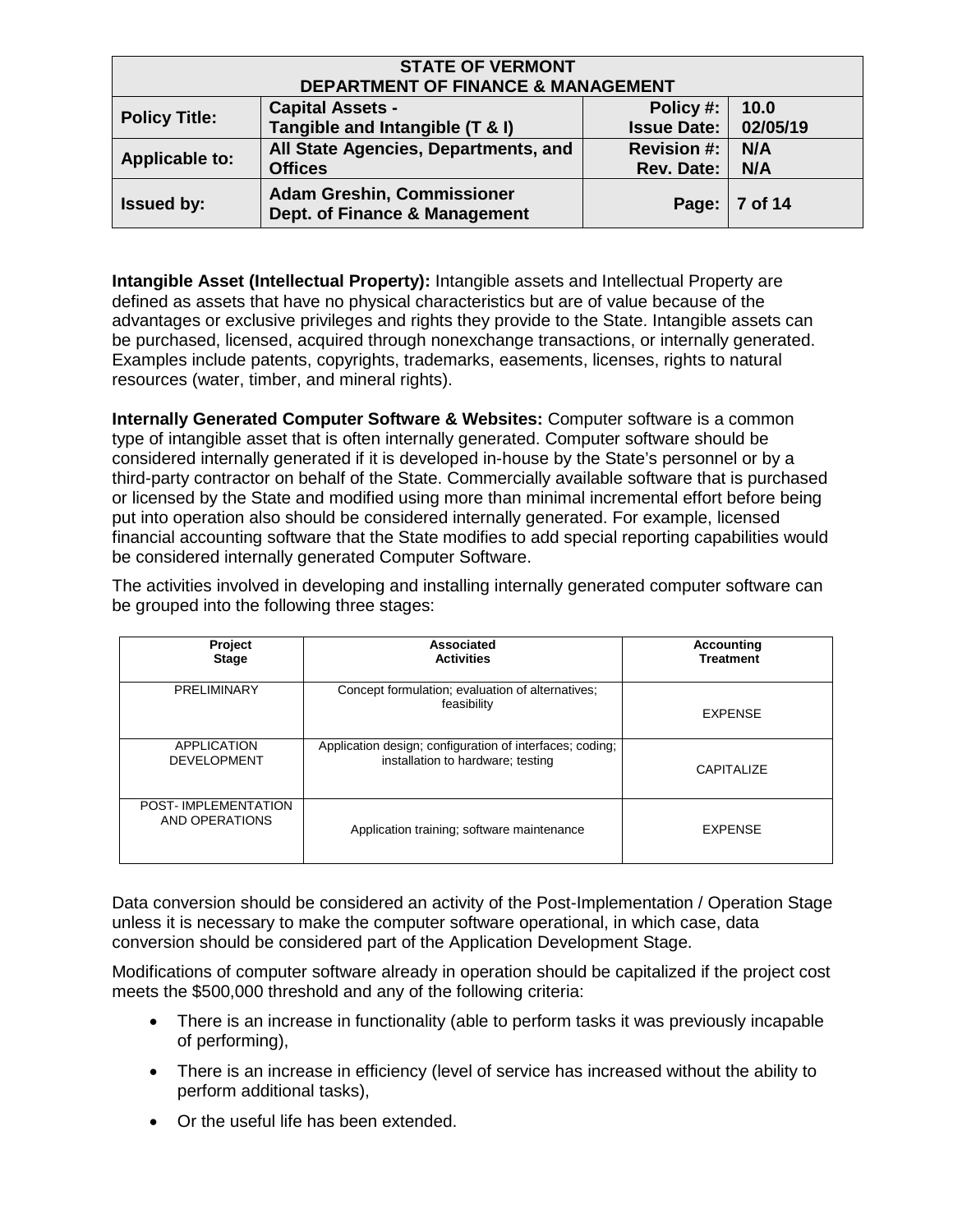**Intangible Asset (Intellectual Property):** Intangible assets and Intellectual Property are defined as assets that have no physical characteristics but are of value because of the advantages or exclusive privileges and rights they provide to the State. Intangible assets can be purchased, licensed, acquired through nonexchange transactions, or internally generated. Examples include patents, copyrights, trademarks, easements, licenses, rights to natural resources (water, timber, and mineral rights).

**Internally Generated Computer Software & Websites:** Computer software is a common type of intangible asset that is often internally generated. Computer software should be considered internally generated if it is developed in-house by the State's personnel or by a third-party contractor on behalf of the State. Commercially available software that is purchased or licensed by the State and modified using more than minimal incremental effort before being put into operation also should be considered internally generated. For example, licensed financial accounting software that the State modifies to add special reporting capabilities would be considered internally generated Computer Software.

The activities involved in developing and installing internally generated computer software can be grouped into the following three stages:

| Project Stage | Associated Activities | Accounting Treatment |
|---|---|---|
| PRELIMINARY | Concept formulation; evaluation of alternatives; feasibility | EXPENSE |
| APPLICATION DEVELOPMENT | Application design; configuration of interfaces; coding; installation to hardware; testing | CAPITALIZE |
| POST- IMPLEMENTATION AND OPERATIONS | Application training; software maintenance | EXPENSE |

Data conversion should be considered an activity of the Post-Implementation / Operation Stage unless it is necessary to make the computer software operational, in which case, data conversion should be considered part of the Application Development Stage.

Modifications of computer software already in operation should be capitalized if the project cost meets the $500,000 threshold and any of the following criteria:

- There is an increase in functionality (able to perform tasks it was previously incapable of performing),
- There is an increase in efficiency (level of service has increased without the ability to perform additional tasks),
- Or the useful life has been extended.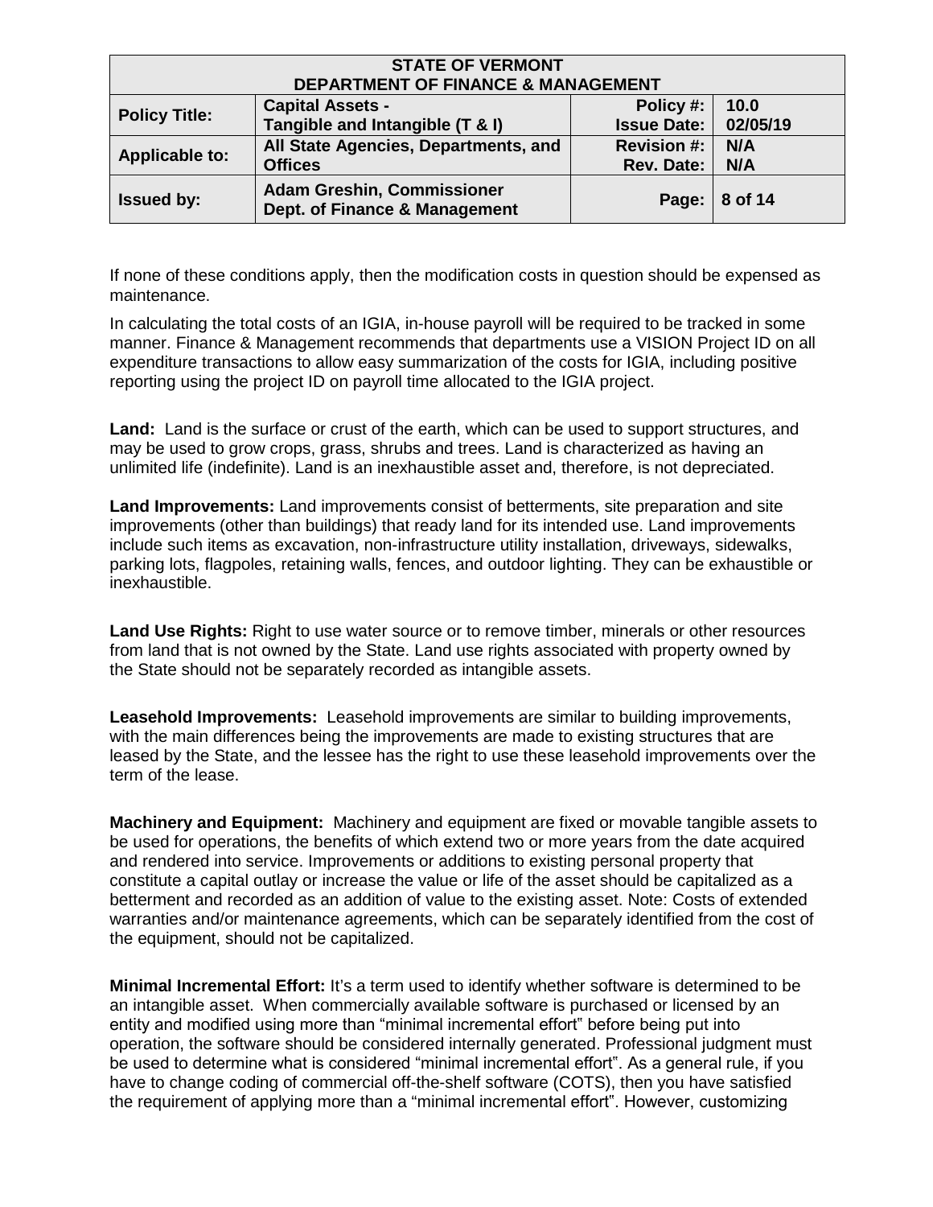If none of these conditions apply, then the modification costs in question should be expensed as maintenance.

In calculating the total costs of an IGIA, in-house payroll will be required to be tracked in some manner. Finance & Management recommends that departments use a VISION Project ID on all expenditure transactions to allow easy summarization of the costs for IGIA, including positive reporting using the project ID on payroll time allocated to the IGIA project.

**Land:** Land is the surface or crust of the earth, which can be used to support structures, and may be used to grow crops, grass, shrubs and trees. Land is characterized as having an unlimited life (indefinite). Land is an inexhaustible asset and, therefore, is not depreciated.

**Land Improvements:** Land improvements consist of betterments, site preparation and site improvements (other than buildings) that ready land for its intended use. Land improvements include such items as excavation, non-infrastructure utility installation, driveways, sidewalks, parking lots, flagpoles, retaining walls, fences, and outdoor lighting. They can be exhaustible or inexhaustible.

**Land Use Rights:** Right to use water source or to remove timber, minerals or other resources from land that is not owned by the State. Land use rights associated with property owned by the State should not be separately recorded as intangible assets.

**Leasehold Improvements:** Leasehold improvements are similar to building improvements, with the main differences being the improvements are made to existing structures that are leased by the State, and the lessee has the right to use these leasehold improvements over the term of the lease.

**Machinery and Equipment:** Machinery and equipment are fixed or movable tangible assets to be used for operations, the benefits of which extend two or more years from the date acquired and rendered into service. Improvements or additions to existing personal property that constitute a capital outlay or increase the value or life of the asset should be capitalized as a betterment and recorded as an addition of value to the existing asset. Note: Costs of extended warranties and/or maintenance agreements, which can be separately identified from the cost of the equipment, should not be capitalized.

**Minimal Incremental Effort:** It's a term used to identify whether software is determined to be an intangible asset. When commercially available software is purchased or licensed by an entity and modified using more than "minimal incremental effort" before being put into operation, the software should be considered internally generated. Professional judgment must be used to determine what is considered "minimal incremental effort". As a general rule, if you have to change coding of commercial off-the-shelf software (COTS), then you have satisfied the requirement of applying more than a "minimal incremental effort". However, customizing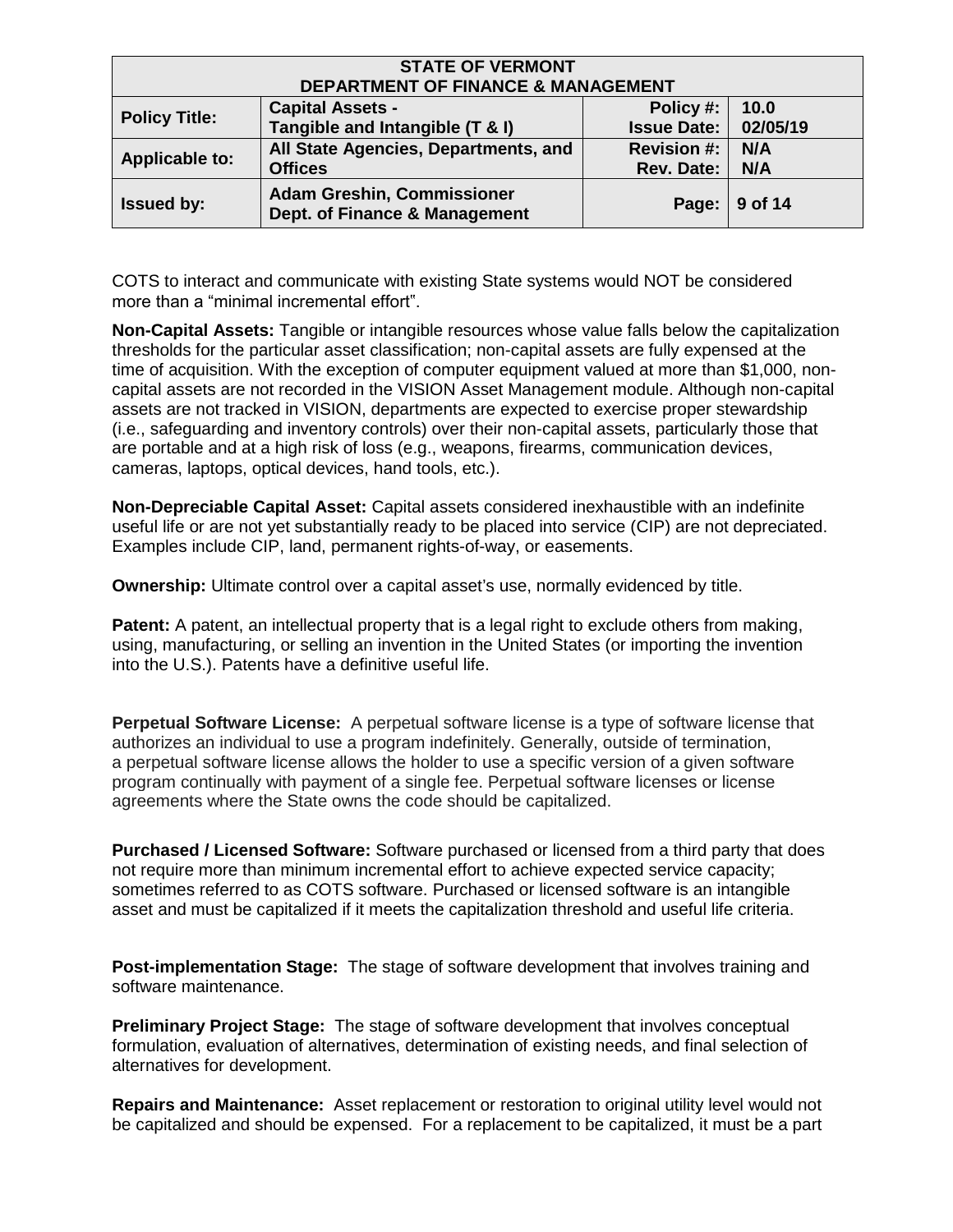COTS to interact and communicate with existing State systems would NOT be considered more than a "minimal incremental effort".

**Non-Capital Assets:** Tangible or intangible resources whose value falls below the capitalization thresholds for the particular asset classification; non-capital assets are fully expensed at the time of acquisition. With the exception of computer equipment valued at more than $1,000, non-capital assets are not recorded in the VISION Asset Management module. Although non-capital assets are not tracked in VISION, departments are expected to exercise proper stewardship (i.e., safeguarding and inventory controls) over their non-capital assets, particularly those that are portable and at a high risk of loss (e.g., weapons, firearms, communication devices, cameras, laptops, optical devices, hand tools, etc.).

**Non-Depreciable Capital Asset:** Capital assets considered inexhaustible with an indefinite useful life or are not yet substantially ready to be placed into service (CIP) are not depreciated. Examples include CIP, land, permanent rights-of-way, or easements.

**Ownership:** Ultimate control over a capital asset's use, normally evidenced by title.

**Patent:** A patent, an intellectual property that is a legal right to exclude others from making, using, manufacturing, or selling an invention in the United States (or importing the invention into the U.S.). Patents have a definitive useful life.

**Perpetual Software License:** A perpetual software license is a type of software license that authorizes an individual to use a program indefinitely. Generally, outside of termination, a perpetual software license allows the holder to use a specific version of a given software program continually with payment of a single fee. Perpetual software licenses or license agreements where the State owns the code should be capitalized.

**Purchased / Licensed Software:** Software purchased or licensed from a third party that does not require more than minimum incremental effort to achieve expected service capacity; sometimes referred to as COTS software. Purchased or licensed software is an intangible asset and must be capitalized if it meets the capitalization threshold and useful life criteria.

**Post-implementation Stage:** The stage of software development that involves training and software maintenance.

**Preliminary Project Stage:** The stage of software development that involves conceptual formulation, evaluation of alternatives, determination of existing needs, and final selection of alternatives for development.

**Repairs and Maintenance:** Asset replacement or restoration to original utility level would not be capitalized and should be expensed. For a replacement to be capitalized, it must be a part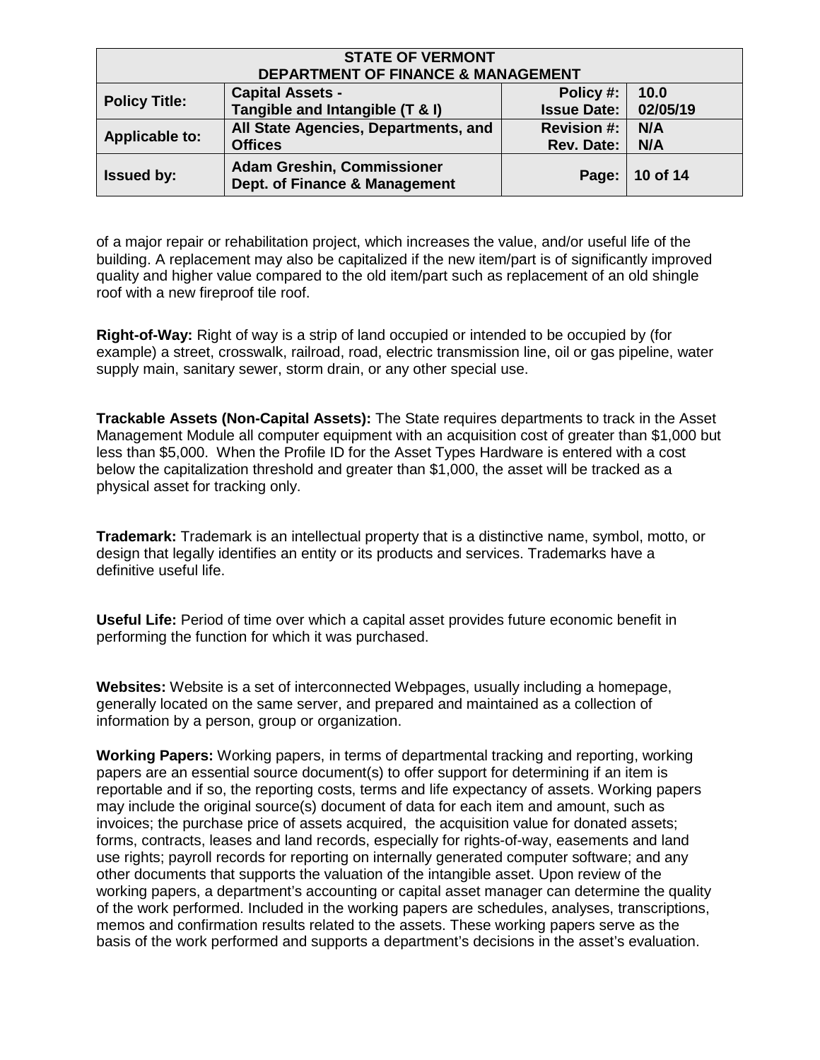of a major repair or rehabilitation project, which increases the value, and/or useful life of the building. A replacement may also be capitalized if the new item/part is of significantly improved quality and higher value compared to the old item/part such as replacement of an old shingle roof with a new fireproof tile roof.

**Right-of-Way:** Right of way is a strip of land occupied or intended to be occupied by (for example) a street, crosswalk, railroad, road, electric transmission line, oil or gas pipeline, water supply main, sanitary sewer, storm drain, or any other special use.

**Trackable Assets (Non-Capital Assets):** The State requires departments to track in the Asset Management Module all computer equipment with an acquisition cost of greater than $1,000 but less than $5,000. When the Profile ID for the Asset Types Hardware is entered with a cost below the capitalization threshold and greater than $1,000, the asset will be tracked as a physical asset for tracking only.

**Trademark:** Trademark is an intellectual property that is a distinctive name, symbol, motto, or design that legally identifies an entity or its products and services. Trademarks have a definitive useful life.

**Useful Life:** Period of time over which a capital asset provides future economic benefit in performing the function for which it was purchased.

**Websites:** Website is a set of interconnected Webpages, usually including a homepage, generally located on the same server, and prepared and maintained as a collection of information by a person, group or organization.

**Working Papers:** Working papers, in terms of departmental tracking and reporting, working papers are an essential source document(s) to offer support for determining if an item is reportable and if so, the reporting costs, terms and life expectancy of assets. Working papers may include the original source(s) document of data for each item and amount, such as invoices; the purchase price of assets acquired, the acquisition value for donated assets; forms, contracts, leases and land records, especially for rights-of-way, easements and land use rights; payroll records for reporting on internally generated computer software; and any other documents that supports the valuation of the intangible asset. Upon review of the working papers, a department's accounting or capital asset manager can determine the quality of the work performed. Included in the working papers are schedules, analyses, transcriptions, memos and confirmation results related to the assets. These working papers serve as the basis of the work performed and supports a department's decisions in the asset's evaluation.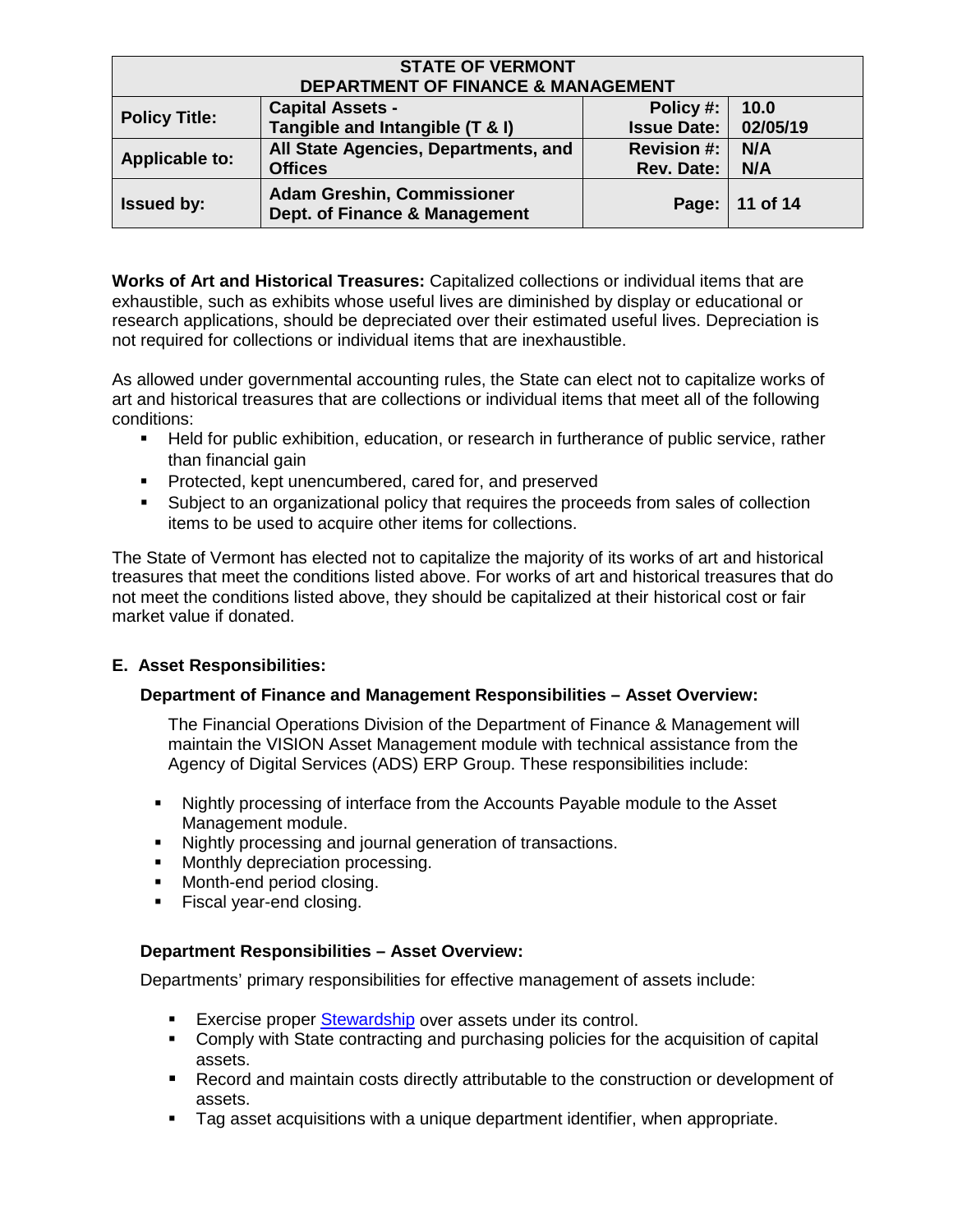**Works of Art and Historical Treasures:** Capitalized collections or individual items that are exhaustible, such as exhibits whose useful lives are diminished by display or educational or research applications, should be depreciated over their estimated useful lives. Depreciation is not required for collections or individual items that are inexhaustible.

As allowed under governmental accounting rules, the State can elect not to capitalize works of art and historical treasures that are collections or individual items that meet all of the following conditions:

- Held for public exhibition, education, or research in furtherance of public service, rather than financial gain
- Protected, kept unencumbered, cared for, and preserved
- Subject to an organizational policy that requires the proceeds from sales of collection items to be used to acquire other items for collections.

The State of Vermont has elected not to capitalize the majority of its works of art and historical treasures that meet the conditions listed above. For works of art and historical treasures that do not meet the conditions listed above, they should be capitalized at their historical cost or fair market value if donated.

## E. Asset Responsibilities:

### Department of Finance and Management Responsibilities – Asset Overview:

The Financial Operations Division of the Department of Finance & Management will maintain the VISION Asset Management module with technical assistance from the Agency of Digital Services (ADS) ERP Group. These responsibilities include:

- Nightly processing of interface from the Accounts Payable module to the Asset Management module.
- Nightly processing and journal generation of transactions.
- Monthly depreciation processing.
- Month-end period closing.
- Fiscal year-end closing.

### Department Responsibilities – Asset Overview:

Departments' primary responsibilities for effective management of assets include:

- Exercise proper Stewardship over assets under its control.
- Comply with State contracting and purchasing policies for the acquisition of capital assets.
- Record and maintain costs directly attributable to the construction or development of assets.
- Tag asset acquisitions with a unique department identifier, when appropriate.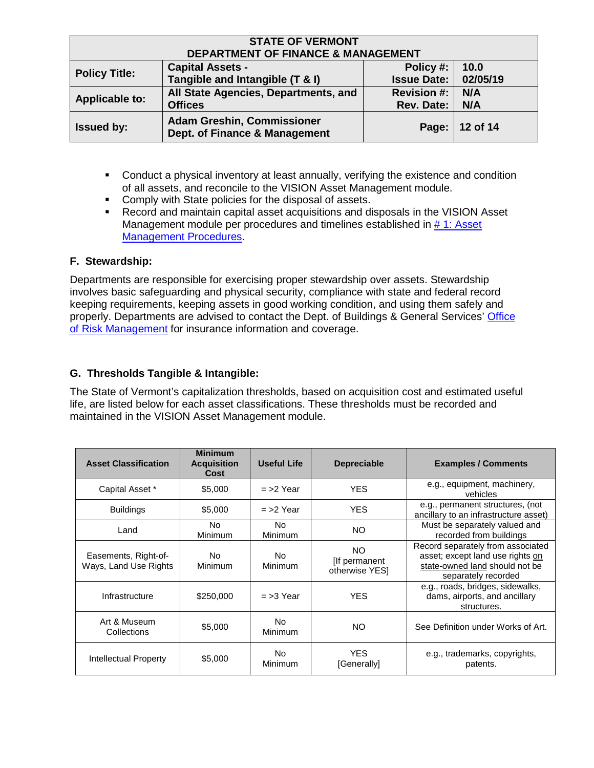- Conduct a physical inventory at least annually, verifying the existence and condition of all assets, and reconcile to the VISION Asset Management module.
- Comply with State policies for the disposal of assets.
- Record and maintain capital asset acquisitions and disposals in the VISION Asset Management module per procedures and timelines established in [# 1: Asset Management Procedures](#).

### F. Stewardship:

Departments are responsible for exercising proper stewardship over assets. Stewardship involves basic safeguarding and physical security, compliance with state and federal record keeping requirements, keeping assets in good working condition, and using them safely and properly. Departments are advised to contact the Dept. of Buildings & General Services' [Office of Risk Management](#) for insurance information and coverage.

### G. Thresholds Tangible & Intangible:

The State of Vermont's capitalization thresholds, based on acquisition cost and estimated useful life, are listed below for each asset classifications. These thresholds must be recorded and maintained in the VISION Asset Management module.

| Asset Classification | Minimum Acquisition Cost | Useful Life | Depreciable | Examples / Comments |
|---|---|---|---|---|
| Capital Asset * | $5,000 | = >2 Year | YES | e.g., equipment, machinery, vehicles |
| Buildings | $5,000 | = >2 Year | YES | e.g., permanent structures, (not ancillary to an infrastructure asset) |
| Land | No Minimum | No Minimum | NO | Must be separately valued and recorded from buildings |
| Easements, Right-of-Ways, Land Use Rights | No Minimum | No Minimum | NO [If permanent otherwise YES] | Record separately from associated asset; except land use rights on state-owned land should not be separately recorded |
| Infrastructure | $250,000 | = >3 Year | YES | e.g., roads, bridges, sidewalks, dams, airports, and ancillary structures. |
| Art & Museum Collections | $5,000 | No Minimum | NO | See Definition under Works of Art. |
| Intellectual Property | $5,000 | No Minimum | YES [Generally] | e.g., trademarks, copyrights, patents. |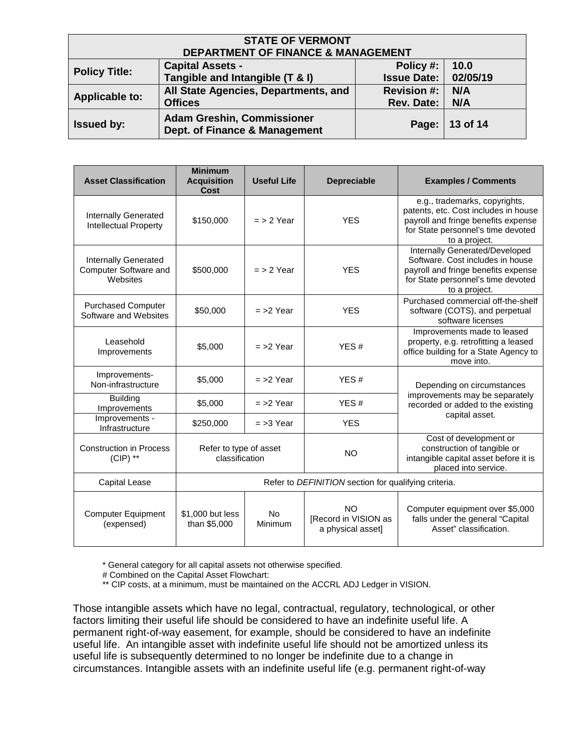| Asset Classification | Minimum Acquisition Cost | Useful Life | Depreciable | Examples / Comments |
|---|---|---|---|---|
| Internally Generated Intellectual Property | $150,000 | = > 2 Year | YES | e.g., trademarks, copyrights, patents, etc. Cost includes in house payroll and fringe benefits expense for State personnel's time devoted to a project. |
| Internally Generated Computer Software and Websites | $500,000 | = > 2 Year | YES | Internally Generated/Developed Software. Cost includes in house payroll and fringe benefits expense for State personnel's time devoted to a project. |
| Purchased Computer Software and Websites | $50,000 | = >2 Year | YES | Purchased commercial off-the-shelf software (COTS), and perpetual software licenses |
| Leasehold Improvements | $5,000 | = >2 Year | YES # | Improvements made to leased property, e.g. retrofitting a leased office building for a State Agency to move into. |
| Improvements- Non-infrastructure | $5,000 | = >2 Year | YES # | Depending on circumstances improvements may be separately recorded or added to the existing capital asset. |
| Building Improvements | $5,000 | = >2 Year | YES # | |
| Improvements - Infrastructure | $250,000 | = >3 Year | YES | |
| Construction in Process (CIP) ** | Refer to type of asset classification | | NO | Cost of development or construction of tangible or intangible capital asset before it is placed into service. |
| Capital Lease | Refer to *DEFINITION* section for qualifying criteria. | | | |
| Computer Equipment (expensed) | $1,000 but less than $5,000 | No Minimum | NO [Record in VISION as a physical asset] | Computer equipment over $5,000 falls under the general "Capital Asset" classification. |

\* General category for all capital assets not otherwise specified.

# Combined on the Capital Asset Flowchart:

** CIP costs, at a minimum, must be maintained on the ACCRL ADJ Ledger in VISION.

Those intangible assets which have no legal, contractual, regulatory, technological, or other factors limiting their useful life should be considered to have an indefinite useful life. A permanent right-of-way easement, for example, should be considered to have an indefinite useful life. An intangible asset with indefinite useful life should not be amortized unless its useful life is subsequently determined to no longer be indefinite due to a change in circumstances. Intangible assets with an indefinite useful life (e.g. permanent right-of-way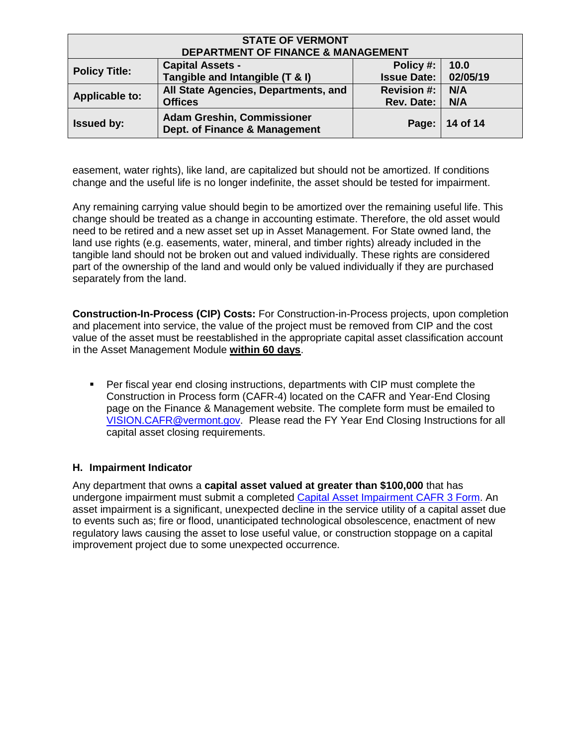easement, water rights), like land, are capitalized but should not be amortized. If conditions change and the useful life is no longer indefinite, the asset should be tested for impairment.

Any remaining carrying value should begin to be amortized over the remaining useful life. This change should be treated as a change in accounting estimate. Therefore, the old asset would need to be retired and a new asset set up in Asset Management. For State owned land, the land use rights (e.g. easements, water, mineral, and timber rights) already included in the tangible land should not be broken out and valued individually. These rights are considered part of the ownership of the land and would only be valued individually if they are purchased separately from the land.

**Construction-In-Process (CIP) Costs:** For Construction-in-Process projects, upon completion and placement into service, the value of the project must be removed from CIP and the cost value of the asset must be reestablished in the appropriate capital asset classification account in the Asset Management Module **within 60 days**.

- Per fiscal year end closing instructions, departments with CIP must complete the Construction in Process form (CAFR-4) located on the CAFR and Year-End Closing page on the Finance & Management website. The complete form must be emailed to VISION.CAFR@vermont.gov. Please read the FY Year End Closing Instructions for all capital asset closing requirements.

### H. Impairment Indicator

Any department that owns a **capital asset valued at greater than $100,000** that has undergone impairment must submit a completed Capital Asset Impairment CAFR 3 Form. An asset impairment is a significant, unexpected decline in the service utility of a capital asset due to events such as; fire or flood, unanticipated technological obsolescence, enactment of new regulatory laws causing the asset to lose useful value, or construction stoppage on a capital improvement project due to some unexpected occurrence.